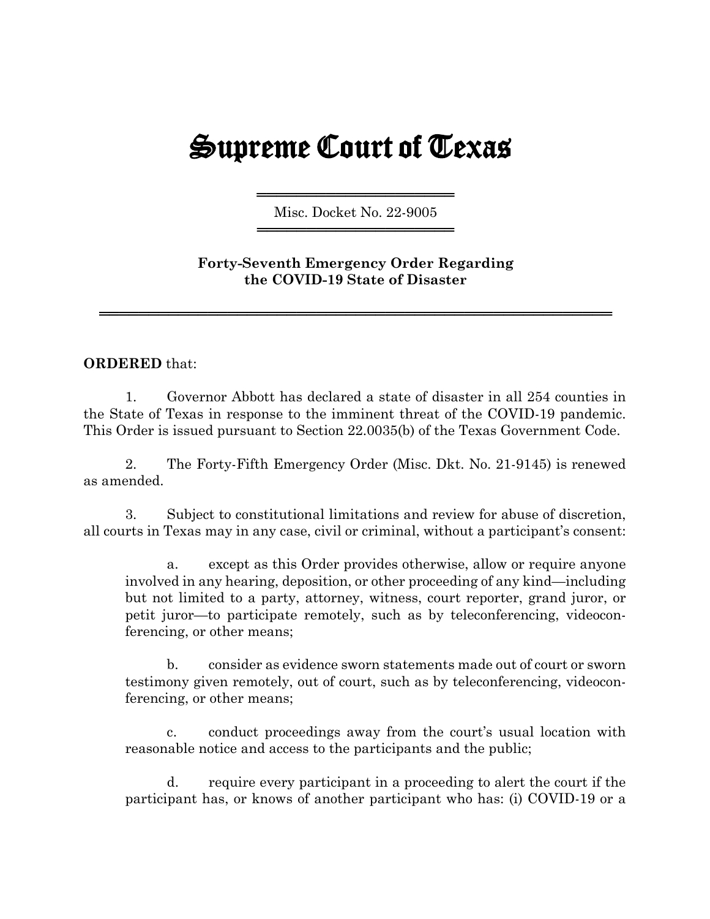# Supreme Court of Texas

Misc. Docket No. 22-9005

**Forty-Seventh Emergency Order Regarding the COVID-19 State of Disaster**

**ORDERED** that:

1. Governor Abbott has declared a state of disaster in all 254 counties in the State of Texas in response to the imminent threat of the COVID-19 pandemic. This Order is issued pursuant to Section 22.0035(b) of the Texas Government Code.

2. The Forty-Fifth Emergency Order (Misc. Dkt. No. 21-9145) is renewed as amended.

3. Subject to constitutional limitations and review for abuse of discretion, all courts in Texas may in any case, civil or criminal, without a participant's consent:

   a. except as this Order provides otherwise, allow or require anyone involved in any hearing, deposition, or other proceeding of any kind—including but not limited to a party, attorney, witness, court reporter, grand juror, or petit juror—to participate remotely, such as by teleconferencing, videoconferencing, or other means;

   b. consider as evidence sworn statements made out of court or sworn testimony given remotely, out of court, such as by teleconferencing, videoconferencing, or other means;

   c. conduct proceedings away from the court's usual location with reasonable notice and access to the participants and the public;

   d. require every participant in a proceeding to alert the court if the participant has, or knows of another participant who has: (i) COVID-19 or a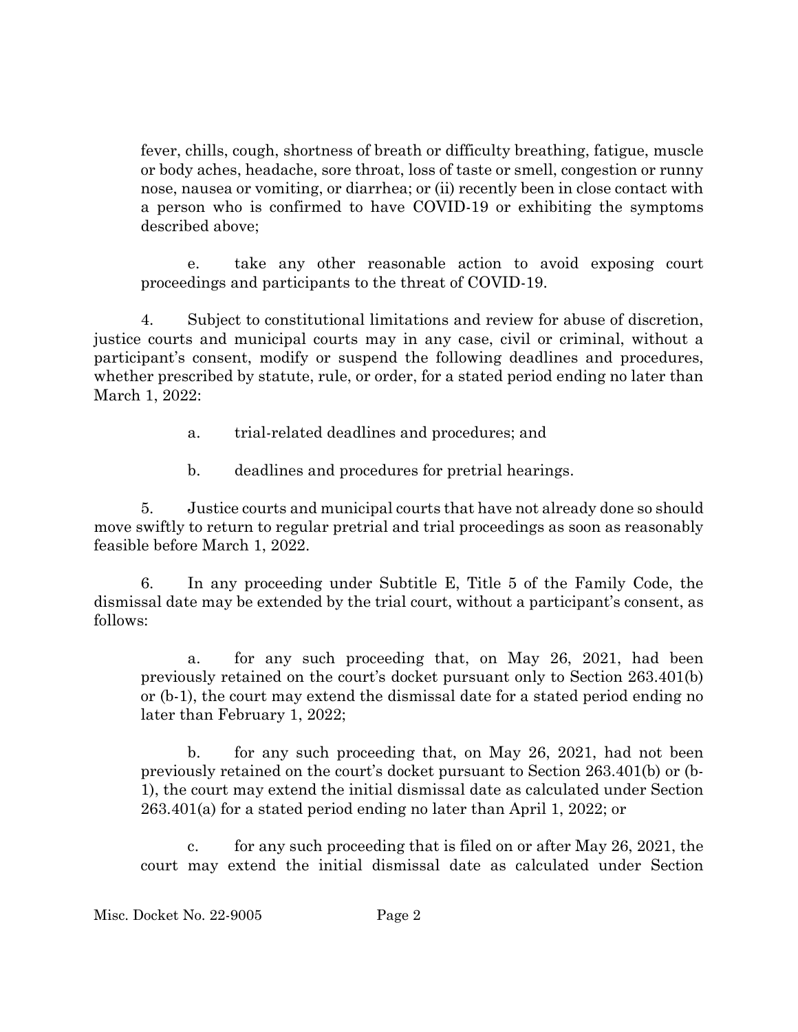fever, chills, cough, shortness of breath or difficulty breathing, fatigue, muscle or body aches, headache, sore throat, loss of taste or smell, congestion or runny nose, nausea or vomiting, or diarrhea; or (ii) recently been in close contact with a person who is confirmed to have COVID-19 or exhibiting the symptoms described above;

e. take any other reasonable action to avoid exposing court proceedings and participants to the threat of COVID-19.

4. Subject to constitutional limitations and review for abuse of discretion, justice courts and municipal courts may in any case, civil or criminal, without a participant's consent, modify or suspend the following deadlines and procedures, whether prescribed by statute, rule, or order, for a stated period ending no later than March 1, 2022:

a. trial-related deadlines and procedures; and

b. deadlines and procedures for pretrial hearings.

5. Justice courts and municipal courts that have not already done so should move swiftly to return to regular pretrial and trial proceedings as soon as reasonably feasible before March 1, 2022.

6. In any proceeding under Subtitle E, Title 5 of the Family Code, the dismissal date may be extended by the trial court, without a participant's consent, as follows:

a. for any such proceeding that, on May 26, 2021, had been previously retained on the court's docket pursuant only to Section 263.401(b) or (b-1), the court may extend the dismissal date for a stated period ending no later than February 1, 2022;

b. for any such proceeding that, on May 26, 2021, had not been previously retained on the court's docket pursuant to Section 263.401(b) or (b-1), the court may extend the initial dismissal date as calculated under Section 263.401(a) for a stated period ending no later than April 1, 2022; or

c. for any such proceeding that is filed on or after May 26, 2021, the court may extend the initial dismissal date as calculated under Section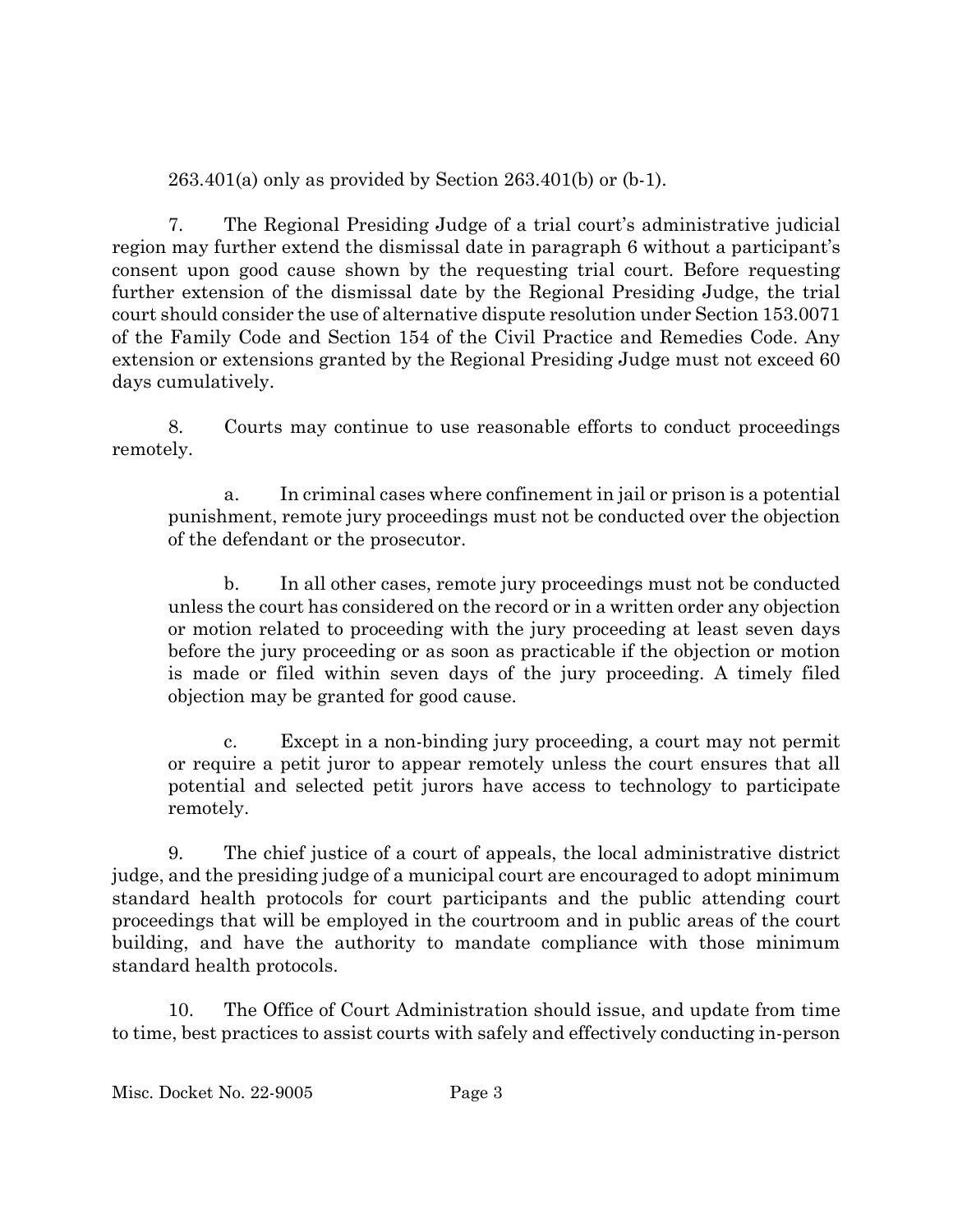263.401(a) only as provided by Section 263.401(b) or (b-1).

7. The Regional Presiding Judge of a trial court's administrative judicial region may further extend the dismissal date in paragraph 6 without a participant's consent upon good cause shown by the requesting trial court. Before requesting further extension of the dismissal date by the Regional Presiding Judge, the trial court should consider the use of alternative dispute resolution under Section 153.0071 of the Family Code and Section 154 of the Civil Practice and Remedies Code. Any extension or extensions granted by the Regional Presiding Judge must not exceed 60 days cumulatively.

8. Courts may continue to use reasonable efforts to conduct proceedings remotely.

   a. In criminal cases where confinement in jail or prison is a potential punishment, remote jury proceedings must not be conducted over the objection of the defendant or the prosecutor.

   b. In all other cases, remote jury proceedings must not be conducted unless the court has considered on the record or in a written order any objection or motion related to proceeding with the jury proceeding at least seven days before the jury proceeding or as soon as practicable if the objection or motion is made or filed within seven days of the jury proceeding. A timely filed objection may be granted for good cause.

   c. Except in a non-binding jury proceeding, a court may not permit or require a petit juror to appear remotely unless the court ensures that all potential and selected petit jurors have access to technology to participate remotely.

9. The chief justice of a court of appeals, the local administrative district judge, and the presiding judge of a municipal court are encouraged to adopt minimum standard health protocols for court participants and the public attending court proceedings that will be employed in the courtroom and in public areas of the court building, and have the authority to mandate compliance with those minimum standard health protocols.

10. The Office of Court Administration should issue, and update from time to time, best practices to assist courts with safely and effectively conducting in-person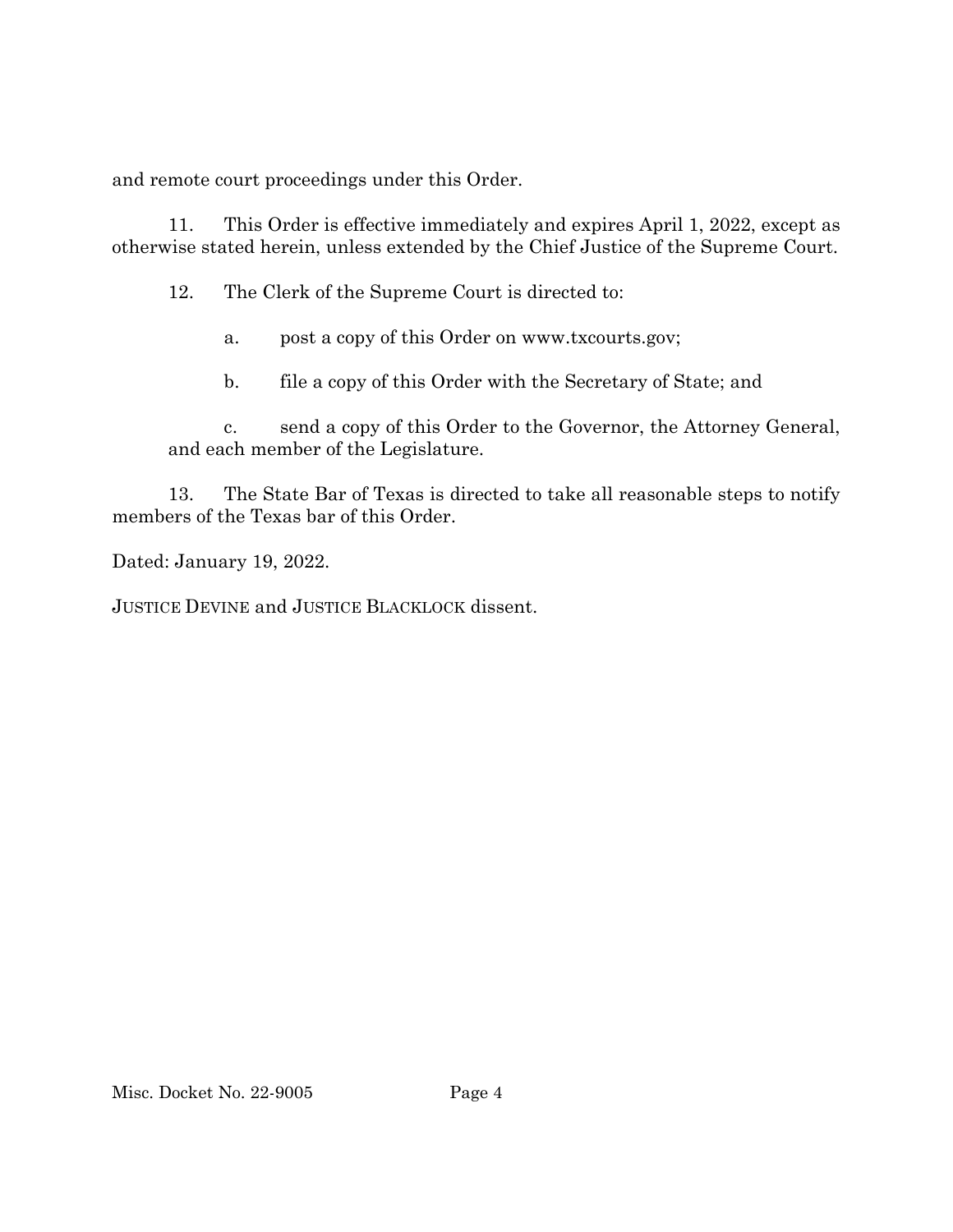and remote court proceedings under this Order.

11. This Order is effective immediately and expires April 1, 2022, except as otherwise stated herein, unless extended by the Chief Justice of the Supreme Court.

12. The Clerk of the Supreme Court is directed to:

a. post a copy of this Order on www.txcourts.gov;

b. file a copy of this Order with the Secretary of State; and

c. send a copy of this Order to the Governor, the Attorney General, and each member of the Legislature.

13. The State Bar of Texas is directed to take all reasonable steps to notify members of the Texas bar of this Order.

Dated: January 19, 2022.

JUSTICE DEVINE and JUSTICE BLACKLOCK dissent.

Misc. Docket No. 22-9005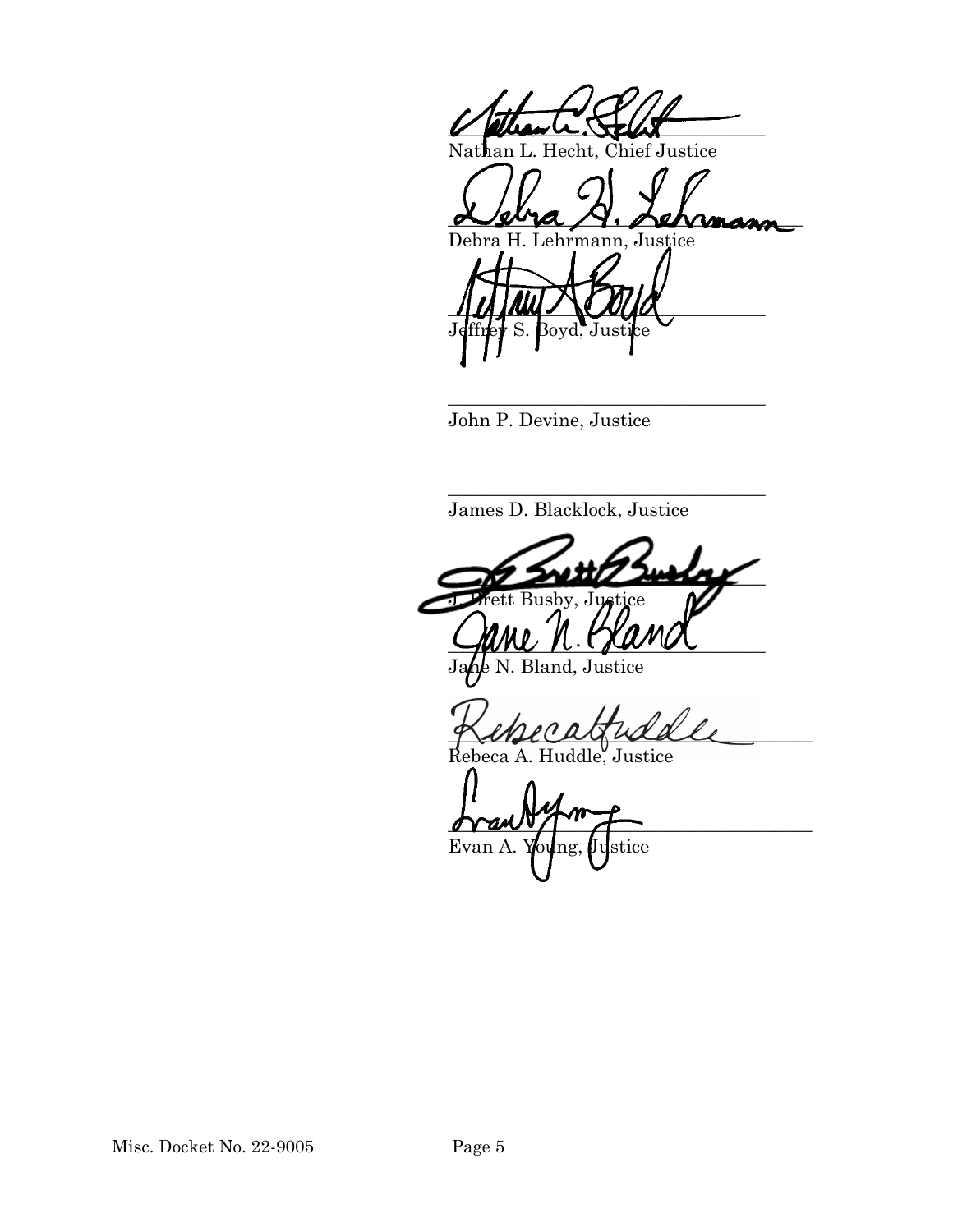\_\_\_\_\_\_\_\_\_\_\_\_\_\_\_\_\_\_\_\_\_\_\_\_\_\_\_\_\_\_\_\_\_\_\_\_
Nathan L. Hecht, Chief Justice

\_\_\_\_\_\_\_\_\_\_\_\_\_\_\_\_\_\_\_\_\_\_\_\_\_\_\_\_\_\_\_\_\_\_\_\_
Debra H. Lehrmann, Justice

\_\_\_\_\_\_\_\_\_\_\_\_\_\_\_\_\_\_\_\_\_\_\_\_\_\_\_\_\_\_\_\_\_\_\_\_
Jeffrey S. Boyd, Justice

\_\_\_\_\_\_\_\_\_\_\_\_\_\_\_\_\_\_\_\_\_\_\_\_\_\_\_\_\_\_\_\_\_\_\_\_
John P. Devine, Justice

\_\_\_\_\_\_\_\_\_\_\_\_\_\_\_\_\_\_\_\_\_\_\_\_\_\_\_\_\_\_\_\_\_\_\_\_
James D. Blacklock, Justice

\_\_\_\_\_\_\_\_\_\_\_\_\_\_\_\_\_\_\_\_\_\_\_\_\_\_\_\_\_\_\_\_\_\_\_\_
J. Brett Busby, Justice

\_\_\_\_\_\_\_\_\_\_\_\_\_\_\_\_\_\_\_\_\_\_\_\_\_\_\_\_\_\_\_\_\_\_\_\_
Jane N. Bland, Justice

\_\_\_\_\_\_\_\_\_\_\_\_\_\_\_\_\_\_\_\_\_\_\_\_\_\_\_\_\_\_\_\_\_\_\_\_
Rebeca A. Huddle, Justice

\_\_\_\_\_\_\_\_\_\_\_\_\_\_\_\_\_\_\_\_\_\_\_\_\_\_\_\_\_\_\_\_\_\_\_\_
Evan A. Young, Justice

Misc. Docket No. 22-9005